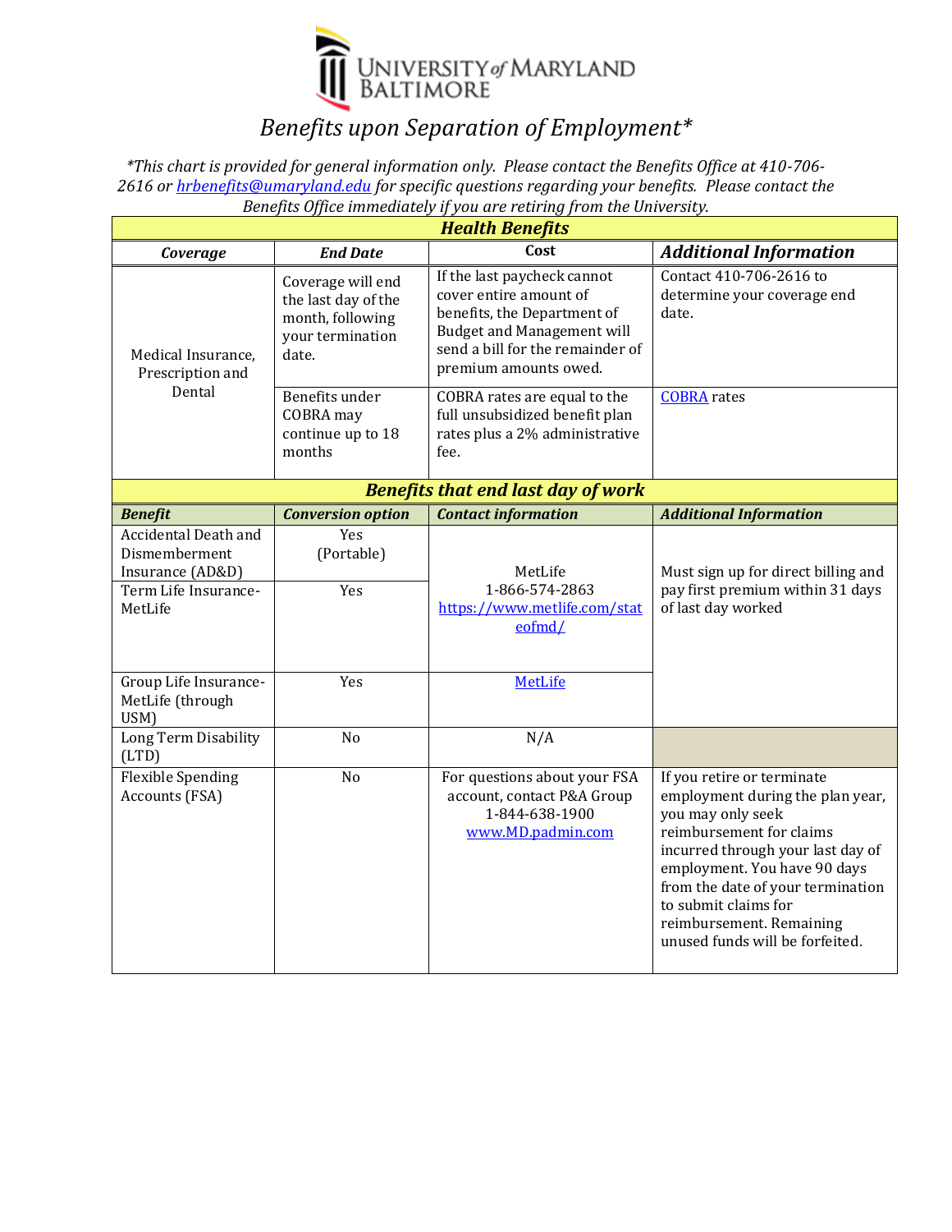UNIVERSITY *of* MARYLAND BALTIMORE

# *Benefits upon Separation of Employment**

*\*This chart is provided for general information only. Please contact the Benefits Office at 410-706-2616 or hrbenefits@umaryland.edu for specific questions regarding your benefits. Please contact the Benefits Office immediately if you are retiring from the University.*

| ***Health Benefits*** | | | |
|---|---|---|---|
| ***Coverage*** | ***End Date*** | **Cost** | ***Additional Information*** |
| Medical Insurance, Prescription and Dental | Coverage will end the last day of the month, following your termination date. | If the last paycheck cannot cover entire amount of benefits, the Department of Budget and Management will send a bill for the remainder of premium amounts owed. | Contact 410-706-2616 to determine your coverage end date. |
| | Benefits under COBRA may continue up to 18 months | COBRA rates are equal to the full unsubsidized benefit plan rates plus a 2% administrative fee. | COBRA rates |

| ***Benefits that end last day of work*** | | | |
|---|---|---|---|
| ***Benefit*** | ***Conversion option*** | ***Contact information*** | ***Additional Information*** |
| Accidental Death and Dismemberment Insurance (AD&D) | Yes (Portable) | MetLife 1-866-574-2863 https://www.metlife.com/stateofmd/ | Must sign up for direct billing and pay first premium within 31 days of last day worked |
| Term Life Insurance-MetLife | Yes | | |
| Group Life Insurance-MetLife (through USM) | Yes | MetLife | |
| Long Term Disability (LTD) | No | N/A | |
| Flexible Spending Accounts (FSA) | No | For questions about your FSA account, contact P&A Group 1-844-638-1900 www.MD.padmin.com | If you retire or terminate employment during the plan year, you may only seek reimbursement for claims incurred through your last day of employment. You have 90 days from the date of your termination to submit claims for reimbursement. Remaining unused funds will be forfeited. |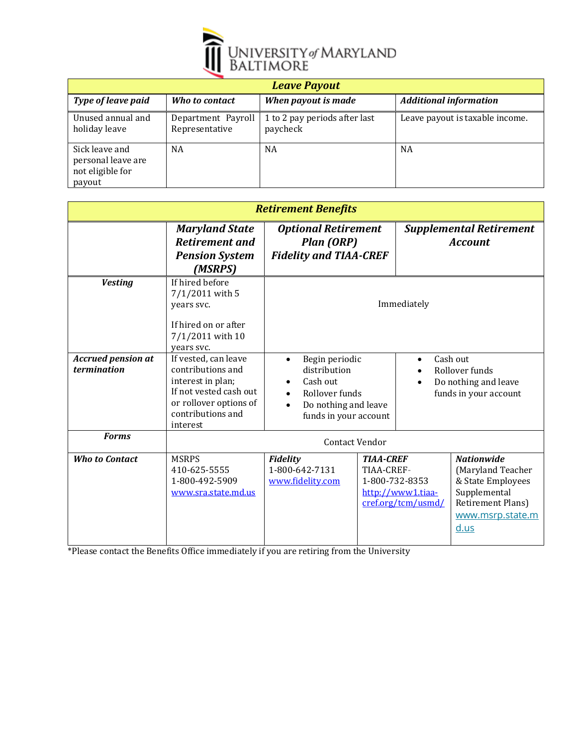University of Maryland Baltimore

| Leave Payout | | | |
|---|---|---|---|
| ***Type of leave paid*** | ***Who to contact*** | ***When payout is made*** | ***Additional information*** |
| Unused annual and holiday leave | Department Payroll Representative | 1 to 2 pay periods after last paycheck | Leave payout is taxable income. |
| Sick leave and personal leave are not eligible for payout | NA | NA | NA |

| Retirement Benefits | | | | |
|---|---|---|---|---|
| | ***Maryland State Retirement and Pension System (MSRPS)*** | ***Optional Retirement Plan (ORP) Fidelity and TIAA-CREF*** | | ***Supplemental Retirement Account*** |
| ***Vesting*** | If hired before 7/1/2011 with 5 years svc.<br><br>If hired on or after 7/1/2011 with 10 years svc. | Immediately | | |
| ***Accrued pension at termination*** | If vested, can leave contributions and interest in plan;<br>If not vested cash out or rollover options of contributions and interest | • Begin periodic distribution<br>• Cash out<br>• Rollover funds<br>• Do nothing and leave funds in your account | | • Cash out<br>• Rollover funds<br>• Do nothing and leave funds in your account |
| ***Forms*** | Contact Vendor | | | |
| ***Who to Contact*** | MSRPS<br>410-625-5555<br>1-800-492-5909<br>www.sra.state.md.us | ***Fidelity***<br>1-800-642-7131<br>www.fidelity.com | ***TIAA-CREF***<br>TIAA-CREF-<br>1-800-732-8353<br>http://www1.tiaa-cref.org/tcm/usmd/ | ***Nationwide***<br>(Maryland Teacher & State Employees Supplemental Retirement Plans)<br>www.msrp.state.md.us |

*Please contact the Benefits Office immediately if you are retiring from the University